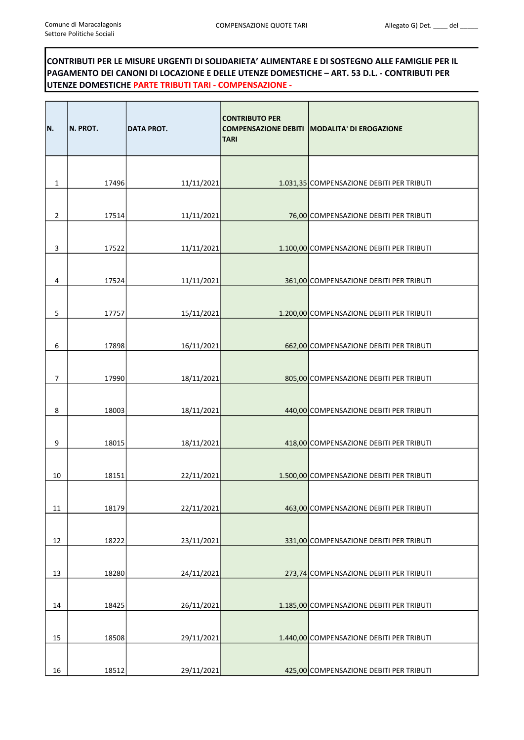Comune di Maracalagonis
Settore Politiche Sociali

COMPENSAZIONE QUOTE TARI

Allegato G) Det. ____ del _____

**CONTRIBUTI PER LE MISURE URGENTI DI SOLIDARIETA' ALIMENTARE E DI SOSTEGNO ALLE FAMIGLIE PER IL PAGAMENTO DEI CANONI DI LOCAZIONE E DELLE UTENZE DOMESTICHE – ART. 53 D.L. - CONTRIBUTI PER UTENZE DOMESTICHE PARTE TRIBUTI TARI - COMPENSAZIONE -**

| N. | N. PROT. | DATA PROT. | CONTRIBUTO PER COMPENSAZIONE DEBITI TARI | MODALITA' DI EROGAZIONE |
|---|---|---|---|---|
| 1 | 17496 | 11/11/2021 | 1.031,35 | COMPENSAZIONE DEBITI PER TRIBUTI |
| 2 | 17514 | 11/11/2021 | 76,00 | COMPENSAZIONE DEBITI PER TRIBUTI |
| 3 | 17522 | 11/11/2021 | 1.100,00 | COMPENSAZIONE DEBITI PER TRIBUTI |
| 4 | 17524 | 11/11/2021 | 361,00 | COMPENSAZIONE DEBITI PER TRIBUTI |
| 5 | 17757 | 15/11/2021 | 1.200,00 | COMPENSAZIONE DEBITI PER TRIBUTI |
| 6 | 17898 | 16/11/2021 | 662,00 | COMPENSAZIONE DEBITI PER TRIBUTI |
| 7 | 17990 | 18/11/2021 | 805,00 | COMPENSAZIONE DEBITI PER TRIBUTI |
| 8 | 18003 | 18/11/2021 | 440,00 | COMPENSAZIONE DEBITI PER TRIBUTI |
| 9 | 18015 | 18/11/2021 | 418,00 | COMPENSAZIONE DEBITI PER TRIBUTI |
| 10 | 18151 | 22/11/2021 | 1.500,00 | COMPENSAZIONE DEBITI PER TRIBUTI |
| 11 | 18179 | 22/11/2021 | 463,00 | COMPENSAZIONE DEBITI PER TRIBUTI |
| 12 | 18222 | 23/11/2021 | 331,00 | COMPENSAZIONE DEBITI PER TRIBUTI |
| 13 | 18280 | 24/11/2021 | 273,74 | COMPENSAZIONE DEBITI PER TRIBUTI |
| 14 | 18425 | 26/11/2021 | 1.185,00 | COMPENSAZIONE DEBITI PER TRIBUTI |
| 15 | 18508 | 29/11/2021 | 1.440,00 | COMPENSAZIONE DEBITI PER TRIBUTI |
| 16 | 18512 | 29/11/2021 | 425,00 | COMPENSAZIONE DEBITI PER TRIBUTI |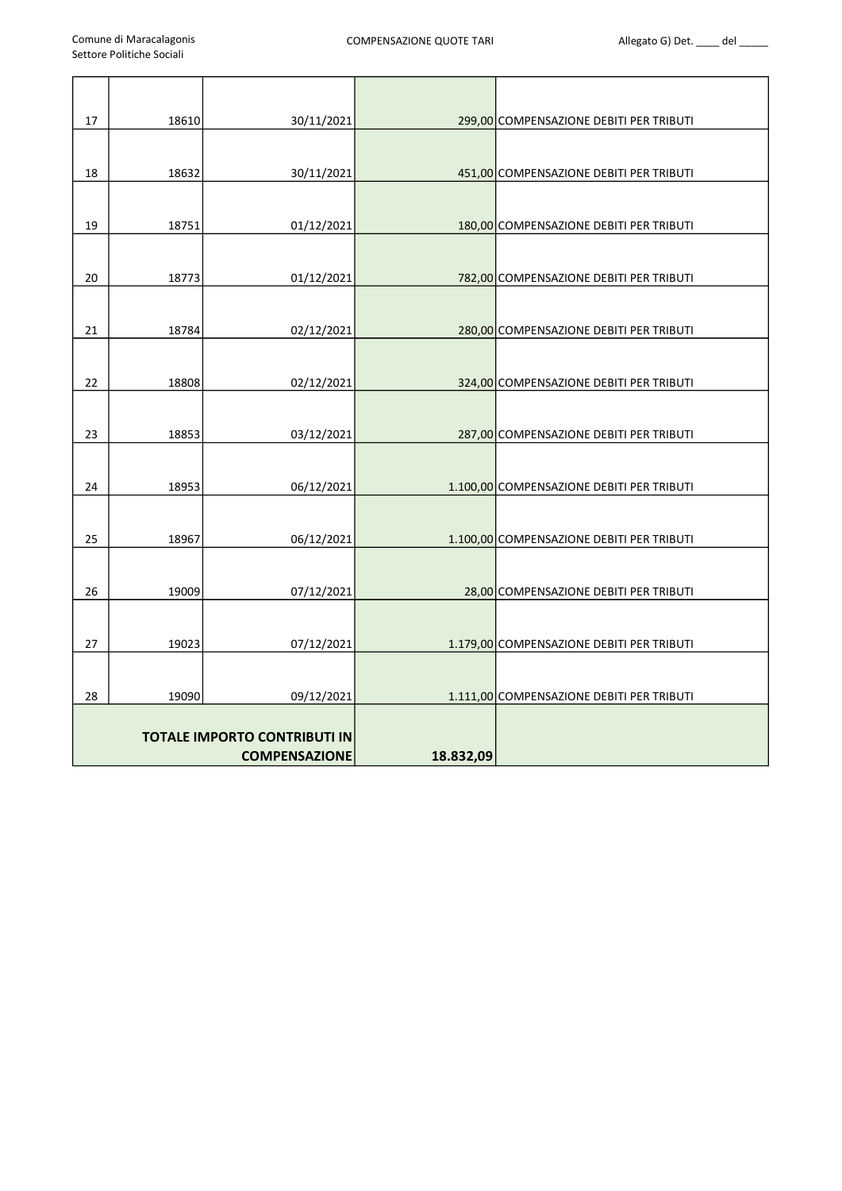| | | | | |
|---|---|---|---|---|
| 17 | 18610 | 30/11/2021 | 299,00 | COMPENSAZIONE DEBITI PER TRIBUTI |
| 18 | 18632 | 30/11/2021 | 451,00 | COMPENSAZIONE DEBITI PER TRIBUTI |
| 19 | 18751 | 01/12/2021 | 180,00 | COMPENSAZIONE DEBITI PER TRIBUTI |
| 20 | 18773 | 01/12/2021 | 782,00 | COMPENSAZIONE DEBITI PER TRIBUTI |
| 21 | 18784 | 02/12/2021 | 280,00 | COMPENSAZIONE DEBITI PER TRIBUTI |
| 22 | 18808 | 02/12/2021 | 324,00 | COMPENSAZIONE DEBITI PER TRIBUTI |
| 23 | 18853 | 03/12/2021 | 287,00 | COMPENSAZIONE DEBITI PER TRIBUTI |
| 24 | 18953 | 06/12/2021 | 1.100,00 | COMPENSAZIONE DEBITI PER TRIBUTI |
| 25 | 18967 | 06/12/2021 | 1.100,00 | COMPENSAZIONE DEBITI PER TRIBUTI |
| 26 | 19009 | 07/12/2021 | 28,00 | COMPENSAZIONE DEBITI PER TRIBUTI |
| 27 | 19023 | 07/12/2021 | 1.179,00 | COMPENSAZIONE DEBITI PER TRIBUTI |
| 28 | 19090 | 09/12/2021 | 1.111,00 | COMPENSAZIONE DEBITI PER TRIBUTI |
| **TOTALE IMPORTO CONTRIBUTI IN COMPENSAZIONE** | | | **18.832,09** | |